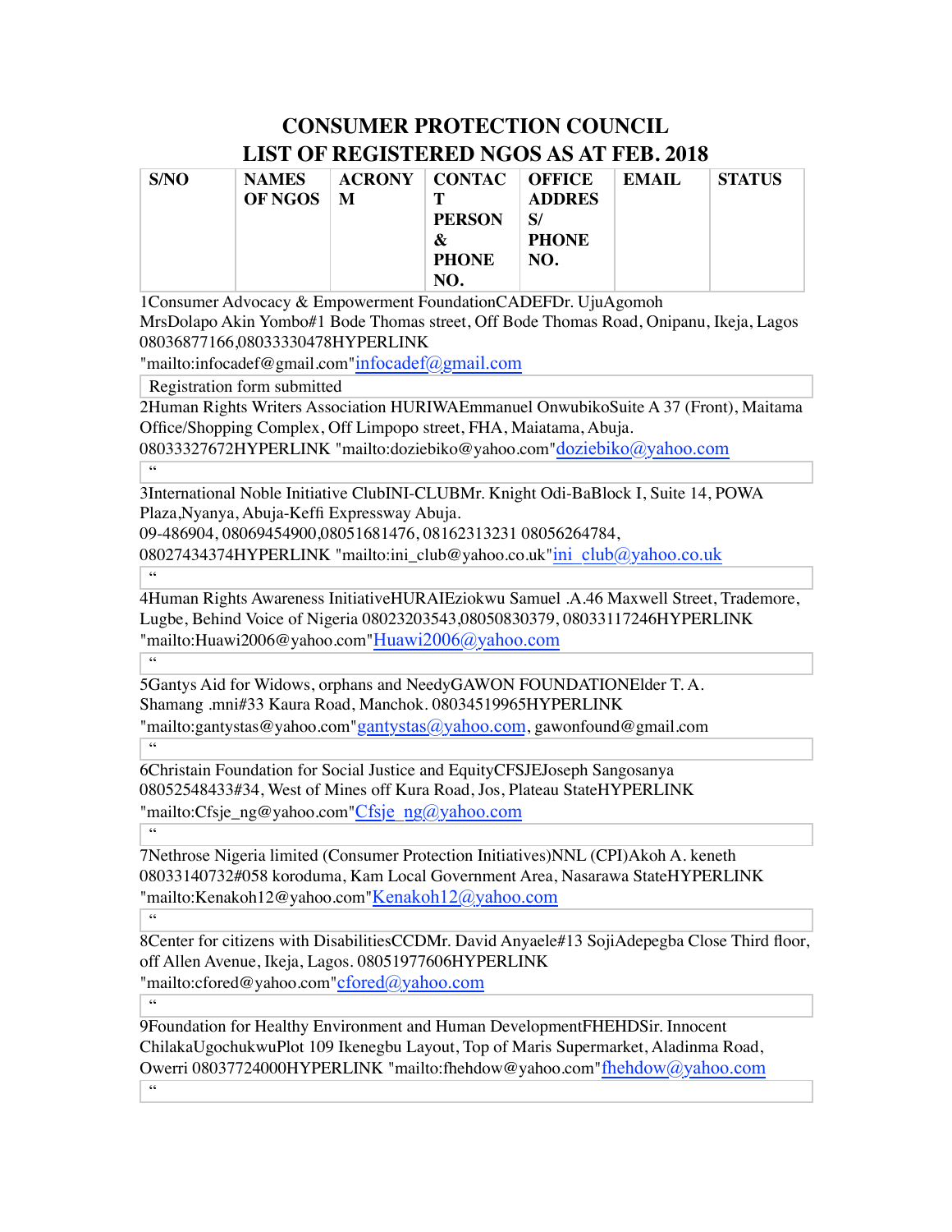# CONSUMER PROTECTION COUNCIL

## LIST OF REGISTERED NGOS AS AT FEB. 2018

| S/NO | NAMES OF NGOS | ACRONYM | CONTACT PERSON & PHONE NO. | OFFICE ADDRESS/ PHONE NO. | EMAIL | STATUS |
|---|---|---|---|---|---|---|

1Consumer Advocacy & Empowerment FoundationCADEFDr. UjuAgomoh MrsDolapo Akin Yombo#1 Bode Thomas street, Off Bode Thomas Road, Onipanu, Ikeja, Lagos 08036877166,08033330478HYPERLINK "mailto:infocadef@gmail.com"infocadef@gmail.com

Registration form submitted

2Human Rights Writers Association HURIWAEmmanuel OnwubikoSuite A 37 (Front), Maitama Office/Shopping Complex, Off Limpopo street, FHA, Maiatama, Abuja. 08033327672HYPERLINK "mailto:doziebiko@yahoo.com"doziebiko@yahoo.com

"

3International Noble Initiative ClubINI-CLUBMr. Knight Odi-BaBlock I, Suite 14, POWA Plaza,Nyanya, Abuja-Keffi Expressway Abuja. 09-486904, 08069454900,08051681476, 08162313231 08056264784, 08027434374HYPERLINK "mailto:ini_club@yahoo.co.uk"ini_club@yahoo.co.uk

"

4Human Rights Awareness InitiativeHURAIEziokwu Samuel .A.46 Maxwell Street, Trademore, Lugbe, Behind Voice of Nigeria 08023203543,08050830379, 08033117246HYPERLINK "mailto:Huawi2006@yahoo.com"Huawi2006@yahoo.com

"

5Gantys Aid for Widows, orphans and NeedyGAWON FOUNDATIONElder T. A. Shamang .mni#33 Kaura Road, Manchok. 08034519965HYPERLINK "mailto:gantystas@yahoo.com"gantystas@yahoo.com, gawonfound@gmail.com

"

6Christain Foundation for Social Justice and EquityCFSJEJoseph Sangosanya 08052548433#34, West of Mines off Kura Road, Jos, Plateau StateHYPERLINK "mailto:Cfsje_ng@yahoo.com"Cfsje_ng@yahoo.com

"

7Nethrose Nigeria limited (Consumer Protection Initiatives)NNL (CPI)Akoh A. keneth 08033140732#058 koroduma, Kam Local Government Area, Nasarawa StateHYPERLINK "mailto:Kenakoh12@yahoo.com"Kenakoh12@yahoo.com

"

8Center for citizens with DisabilitiesCCDMr. David Anyaele#13 SojiAdepegba Close Third floor, off Allen Avenue, Ikeja, Lagos. 08051977606HYPERLINK "mailto:cfored@yahoo.com"cfored@yahoo.com

"

9Foundation for Healthy Environment and Human DevelopmentFHEHDSir. Innocent ChilakaUgochukwuPlot 109 Ikenegbu Layout, Top of Maris Supermarket, Aladinma Road, Owerri 08037724000HYPERLINK "mailto:fhehdow@yahoo.com"fhehdow@yahoo.com

"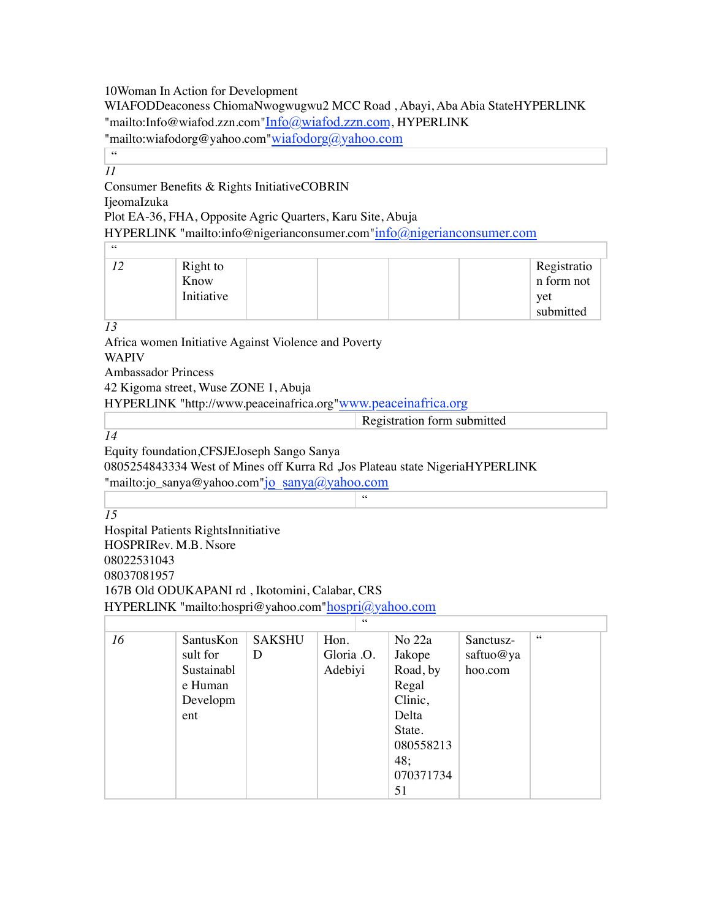10Woman In Action for Development
WIAFODDeaconess ChiomaNwogwugwu2 MCC Road , Abayi, Aba Abia StateHYPERLINK "mailto:Info@wiafod.zzn.com"Info@wiafod.zzn.com, HYPERLINK "mailto:wiafodorg@yahoo.com"wiafodorg@yahoo.com

| " |
|---|

*11*
Consumer Benefits & Rights InitiativeCOBRIN
IjeomaIzuka
Plot EA-36, FHA, Opposite Agric Quarters, Karu Site, Abuja
HYPERLINK "mailto:info@nigerianconsumer.com"info@nigerianconsumer.com

| " |
|---|

| | | | | | | |
|---|---|---|---|---|---|---|
| *12* | Right to Know Initiative | | | | | Registration form not yet submitted |

*13*
Africa women Initiative Against Violence and Poverty
WAPIV
Ambassador Princess
42 Kigoma street, Wuse ZONE 1, Abuja
HYPERLINK "http://www.peaceinafrica.org"www.peaceinafrica.org

| | |
|---|---|
| | Registration form submitted |

*14*
Equity foundation,CFSJEJoseph Sango Sanya
0805254843334 West of Mines off Kurra Rd ,Jos Plateau state NigeriaHYPERLINK "mailto:jo_sanya@yahoo.com"jo_sanya@yahoo.com

| | |
|---|---|
| | " |

*15*
Hospital Patients RightsInnitiative
HOSPRIRev. M.B. Nsore
08022531043
08037081957
167B Old ODUKAPANI rd , Ikotomini, Calabar, CRS
HYPERLINK "mailto:hospri@yahoo.com"hospri@yahoo.com

| | |
|---|---|
| | " |

| | | | | | | |
|---|---|---|---|---|---|---|
| *16* | SantusKonsult for Sustainable Human Development | SAKSHUD | Hon. Gloria .O. Adebiyi | No 22a Jakope Road, by Regal Clinic, Delta State. 08055821348; 07037173451 | Sanctusz-saftuo@yahoo.com | " |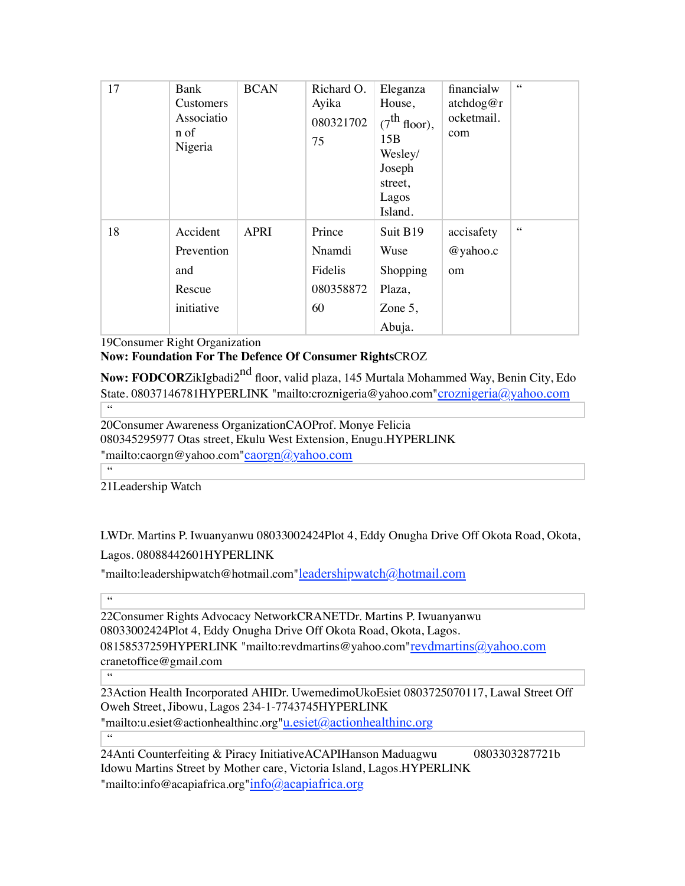| 17 | Bank Customers Association of Nigeria | BCAN | Richard O. Ayika 08032170275 | Eleganza House, (7th floor), 15B Wesley/ Joseph street, Lagos Island. | financialwatchdog@rocketmail.com | " |
|---|---|---|---|---|---|---|
| 18 | Accident Prevention and Rescue initiative | APRI | Prince Nnamdi Fidelis 08035887260 | Suit B19 Wuse Shopping Plaza, Zone 5, Abuja. | accisafety@yahoo.com | " |

19Consumer Right Organization
**Now: Foundation For The Defence Of Consumer Rights**CROZ
**Now: FODCOR**ZikIgbadi2nd floor, valid plaza, 145 Murtala Mohammed Way, Benin City, Edo State. 08037146781HYPERLINK "mailto:croznigeria@yahoo.com"croznigeria@yahoo.com

"

20Consumer Awareness OrganizationCAOProf. Monye Felicia
080345295977 Otas street, Ekulu West Extension, Enugu.HYPERLINK "mailto:caorgn@yahoo.com"caorgn@yahoo.com

"

21Leadership Watch

LWDr. Martins P. Iwuanyanwu 08033002424Plot 4, Eddy Onugha Drive Off Okota Road, Okota, Lagos. 08088442601HYPERLINK "mailto:leadershipwatch@hotmail.com"leadershipwatch@hotmail.com

"

22Consumer Rights Advocacy NetworkCRANETDr. Martins P. Iwuanyanwu 08033002424Plot 4, Eddy Onugha Drive Off Okota Road, Okota, Lagos. 08158537259HYPERLINK "mailto:revdmartins@yahoo.com"revdmartins@yahoo.com
cranetoffice@gmail.com

"

23Action Health Incorporated AHIDr. UwemedimoUkoEsiet 0803725070117, Lawal Street Off Oweh Street, Jibowu, Lagos 234-1-7743745HYPERLINK "mailto:u.esiet@actionhealthinc.org"u.esiet@actionhealthinc.org

"

24Anti Counterfeiting & Piracy InitiativeACAPIHanson Maduagwu 0803303287721b Idowu Martins Street by Mother care, Victoria Island, Lagos.HYPERLINK "mailto:info@acapiafrica.org"info@acapiafrica.org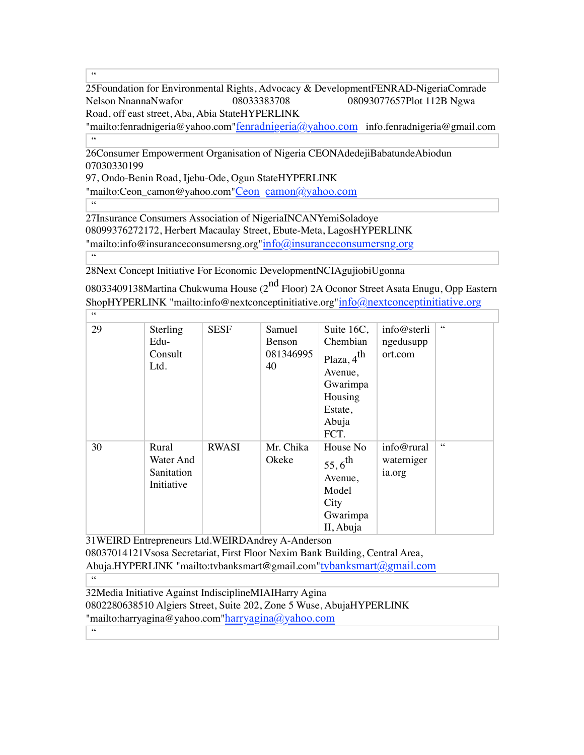“

25Foundation for Environmental Rights, Advocacy & DevelopmentFENRAD-NigeriaComrade Nelson NnannaNwafor 08033383708 08093077657Plot 112B Ngwa Road, off east street, Aba, Abia StateHYPERLINK "mailto:fenradnigeria@yahoo.com"fenradnigeria@yahoo.com info.fenradnigeria@gmail.com

“

26Consumer Empowerment Organisation of Nigeria CEONAdedejiBabatundeAbiodun 07030330199
97, Ondo-Benin Road, Ijebu-Ode, Ogun StateHYPERLINK "mailto:Ceon_camon@yahoo.com"Ceon_camon@yahoo.com

“

27Insurance Consumers Association of NigeriaINCANYemiSoladoye 08099376272172, Herbert Macaulay Street, Ebute-Meta, LagosHYPERLINK "mailto:info@insuranceconsumersng.org"info@insuranceconsumersng.org

“

28Next Concept Initiative For Economic DevelopmentNCIAgujiobiUgonna 08033409138Martina Chukwuma House (2nd Floor) 2A Oconor Street Asata Enugu, Opp Eastern ShopHYPERLINK "mailto:info@nextconceptinitiative.org"info@nextconceptinitiative.org

“

| | | | | | | |
|---|---|---|---|---|---|---|
| 29 | Sterling Edu-Consult Ltd. | SESF | Samuel Benson 08134699540 | Suite 16C, Chembian Plaza, 4th Avenue, Gwarimpa Housing Estate, Abuja FCT. | info@sterlingedusupport.com | “ |
| 30 | Rural Water And Sanitation Initiative | RWASI | Mr. Chika Okeke | House No 55, 6th Avenue, Model City Gwarimpa II, Abuja | info@ruralwaternigeria.org | “ |

31WEIRD Entrepreneurs Ltd.WEIRDAndrey A-Anderson 08037014121Vsosa Secretariat, First Floor Nexim Bank Building, Central Area, Abuja.HYPERLINK "mailto:tvbanksmart@gmail.com"tvbanksmart@gmail.com

“

32Media Initiative Against IndisciplineMIAIHarry Agina 0802280638510 Algiers Street, Suite 202, Zone 5 Wuse, AbujaHYPERLINK "mailto:harryagina@yahoo.com"harryagina@yahoo.com

“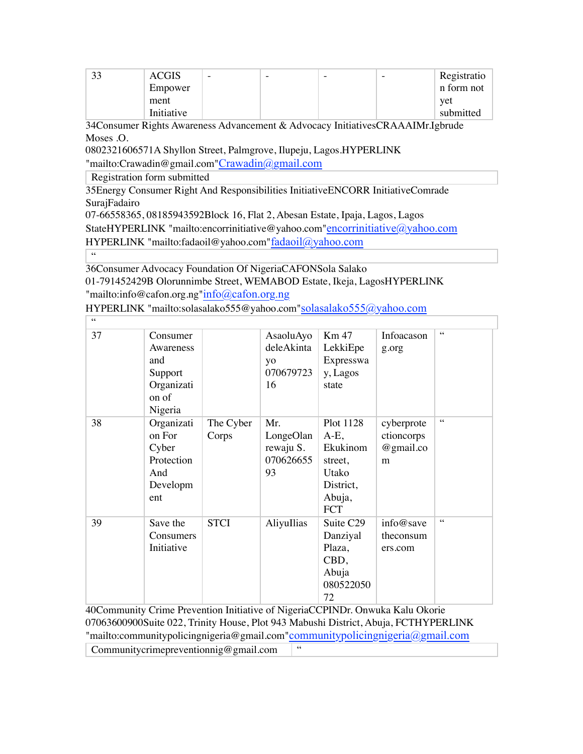| 33 | ACGIS Empowerment Initiative | - | - | - | - | Registration form not yet submitted |
|---|---|---|---|---|---|---|
| 34 | Consumer Rights Awareness Advancement & Advocacy Initiatives | CRAAAI | Mr.Igbrude Moses .O. 08023216065 | 71A Shyllon Street, Palmgrove, Ilupeju, Lagos. | HYPERLINK "mailto:Crawadin@gmail.com"Crawadin@gmail.com | Registration form submitted |
| 35 | Energy Consumer Right And Responsibilities Initiative | ENCORR Initiative | Comrade SurajFadairo 07-66558365, 08185943592 | Block 16, Flat 2, Abesan Estate, Ipaja, Lagos, Lagos State | HYPERLINK "mailto:encorrinitiative@yahoo.com"encorrinitiative@yahoo.com HYPERLINK "mailto:fadaoil@yahoo.com"fadaoil@yahoo.com | " |
| 36 | Consumer Advocacy Foundation Of Nigeria | CAFON | Sola Salako 01-7914524 | 29B Olorunnimbe Street, WEMABOD Estate, Ikeja, Lagos | HYPERLINK "mailto:info@cafon.org.ng"info@cafon.org.ng HYPERLINK "mailto:solasalako555@yahoo.com"solasalako555@yahoo.com | " |
| 37 | Consumer Awareness and Support Organization of Nigeria | | AsaoluAyodeleAkintayo 07067972316 | Km 47 LekkiEpe Expressway, Lagos state | Infoacasong.org | " |
| 38 | Organization For Cyber Protection And Development | The Cyber Corps | Mr. LongeOlanrewaju S. 07062665593 | Plot 1128 A-E, Ekukinom street, Utako District, Abuja, FCT | cyberprotectioncorps@gmail.com | " |
| 39 | Save the Consumers Initiative | STCI | AliyuIlias | Suite C29 Danziyal Plaza, CBD, Abuja 08052205072 | info@savetheconsumers.com | " |
| 40 | Community Crime Prevention Initiative of Nigeria | CCPIN | Dr. Onwuka Kalu Okorie 07063600900 | Suite 022, Trinity House, Plot 943 Mabushi District, Abuja, FCT | HYPERLINK "mailto:communitypolicingnigeria@gmail.com"communitypolicingnigeria@gmail.com Communitycrimepreventionnig@gmail.com | " |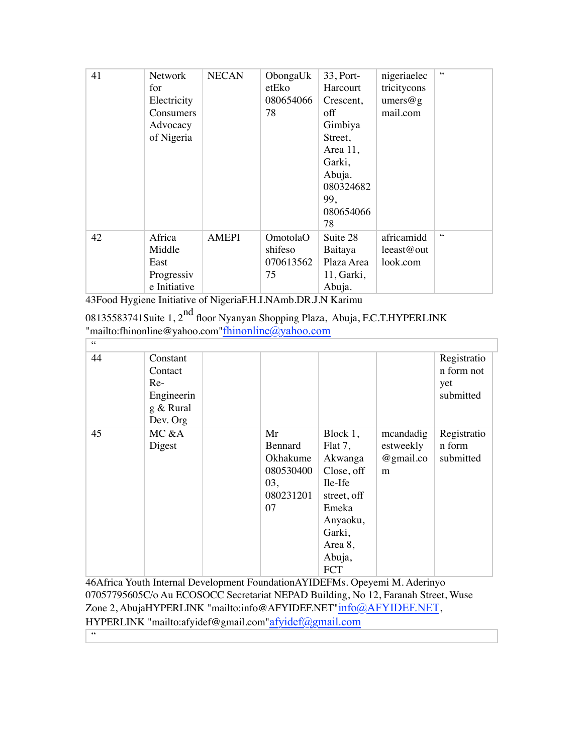| 41 | Network for Electricity Consumers Advocacy of Nigeria | NECAN | ObongaUketEko 08065406678 | 33, Port-Harcourt Crescent, off Gimbiya Street, Area 11, Garki, Abuja. 08032468299, 08065406678 | nigeriaelectricityconsumers@gmail.com | " |
|---|---|---|---|---|---|---|
| 42 | Africa Middle East Progressive Initiative | AMEPI | OmotolaOshifeso 07061356275 | Suite 28 Baitaya Plaza Area 11, Garki, Abuja. | africamiddleeast@outlook.com | " |

43Food Hygiene Initiative of NigeriaF.H.I.NAmb.DR.J.N Karimu

08135583741Suite 1, 2nd floor Nyanyan Shopping Plaza, Abuja, F.C.T.HYPERLINK "mailto:fhinonline@yahoo.com"fhinonline@yahoo.com

| " | | | | | | |
|---|---|---|---|---|---|---|
| 44 | Constant Contact Re-Engineering & Rural Dev. Org | | | | | Registration form not yet submitted |
| 45 | MC &A Digest | | Mr Bennard Okhakume 08053040003, 08023120107 | Block 1, Flat 7, Akwanga Close, off Ile-Ife street, off Emeka Anyaoku, Garki, Area 8, Abuja, FCT | mcandadigestweekly@gmail.com | Registration form submitted |

46Africa Youth Internal Development FoundationAYIDEFMs. Opeyemi M. Aderinyo 07057795605C/o Au ECOSOCC Secretariat NEPAD Building, No 12, Faranah Street, Wuse Zone 2, AbujaHYPERLINK "mailto:info@AFYIDEF.NET"info@AFYIDEF.NET, HYPERLINK "mailto:afyidef@gmail.com"afyidef@gmail.com

| " |
|---|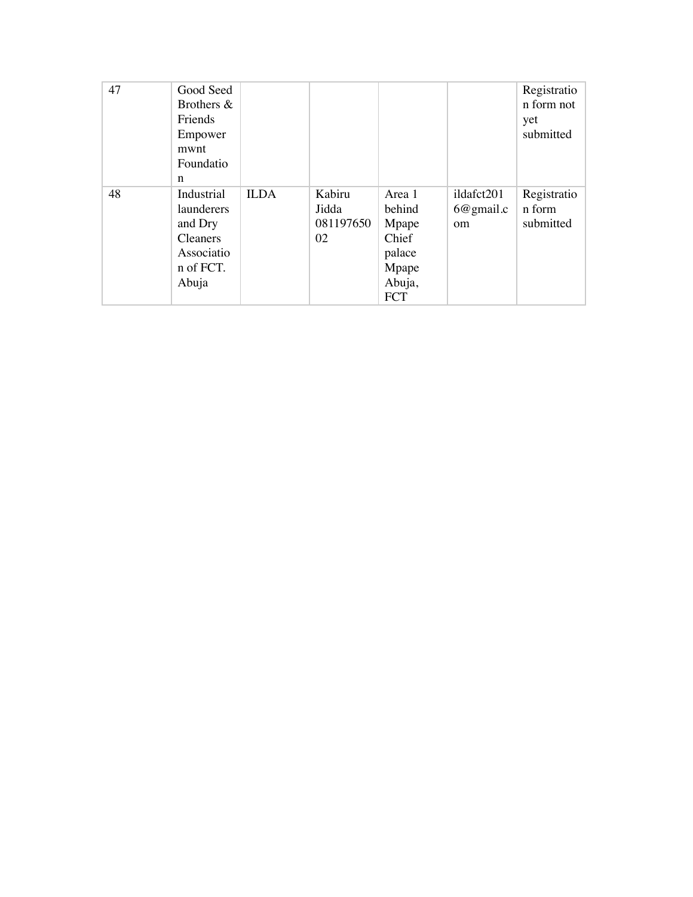| | | | | | | |
|---|---|---|---|---|---|---|
| 47 | Good Seed Brothers & Friends Empowermwnt Foundation | | | | | Registration form not yet submitted |
| 48 | Industrial launderers and Dry Cleaners Association of FCT. Abuja | ILDA | Kabiru Jidda 08119765002 | Area 1 behind Mpape Chief palace Mpape Abuja, FCT | ildafct2016@gmail.com | Registration form submitted |